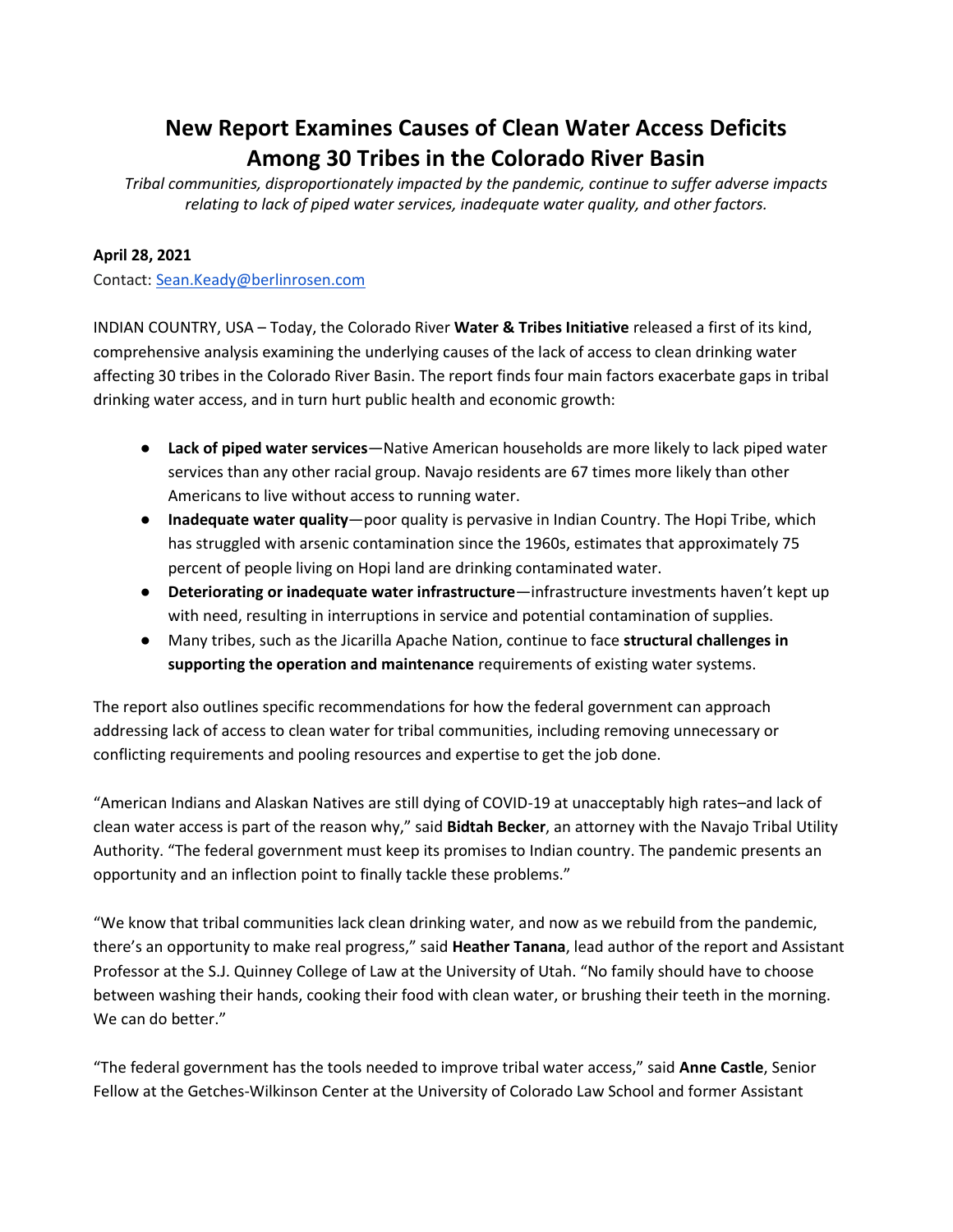# New Report Examines Causes of Clean Water Access Deficits Among 30 Tribes in the Colorado River Basin

*Tribal communities, disproportionately impacted by the pandemic, continue to suffer adverse impacts relating to lack of piped water services, inadequate water quality, and other factors.*

**April 28, 2021**

Contact: Sean.Keady@berlinrosen.com

INDIAN COUNTRY, USA – Today, the Colorado River **Water & Tribes Initiative** released a first of its kind, comprehensive analysis examining the underlying causes of the lack of access to clean drinking water affecting 30 tribes in the Colorado River Basin. The report finds four main factors exacerbate gaps in tribal drinking water access, and in turn hurt public health and economic growth:

- **Lack of piped water services**—Native American households are more likely to lack piped water services than any other racial group. Navajo residents are 67 times more likely than other Americans to live without access to running water.
- **Inadequate water quality**—poor quality is pervasive in Indian Country. The Hopi Tribe, which has struggled with arsenic contamination since the 1960s, estimates that approximately 75 percent of people living on Hopi land are drinking contaminated water.
- **Deteriorating or inadequate water infrastructure**—infrastructure investments haven't kept up with need, resulting in interruptions in service and potential contamination of supplies.
- Many tribes, such as the Jicarilla Apache Nation, continue to face **structural challenges in supporting the operation and maintenance** requirements of existing water systems.

The report also outlines specific recommendations for how the federal government can approach addressing lack of access to clean water for tribal communities, including removing unnecessary or conflicting requirements and pooling resources and expertise to get the job done.

"American Indians and Alaskan Natives are still dying of COVID-19 at unacceptably high rates–and lack of clean water access is part of the reason why," said **Bidtah Becker**, an attorney with the Navajo Tribal Utility Authority. "The federal government must keep its promises to Indian country. The pandemic presents an opportunity and an inflection point to finally tackle these problems."

"We know that tribal communities lack clean drinking water, and now as we rebuild from the pandemic, there's an opportunity to make real progress," said **Heather Tanana**, lead author of the report and Assistant Professor at the S.J. Quinney College of Law at the University of Utah. "No family should have to choose between washing their hands, cooking their food with clean water, or brushing their teeth in the morning. We can do better."

"The federal government has the tools needed to improve tribal water access," said **Anne Castle**, Senior Fellow at the Getches-Wilkinson Center at the University of Colorado Law School and former Assistant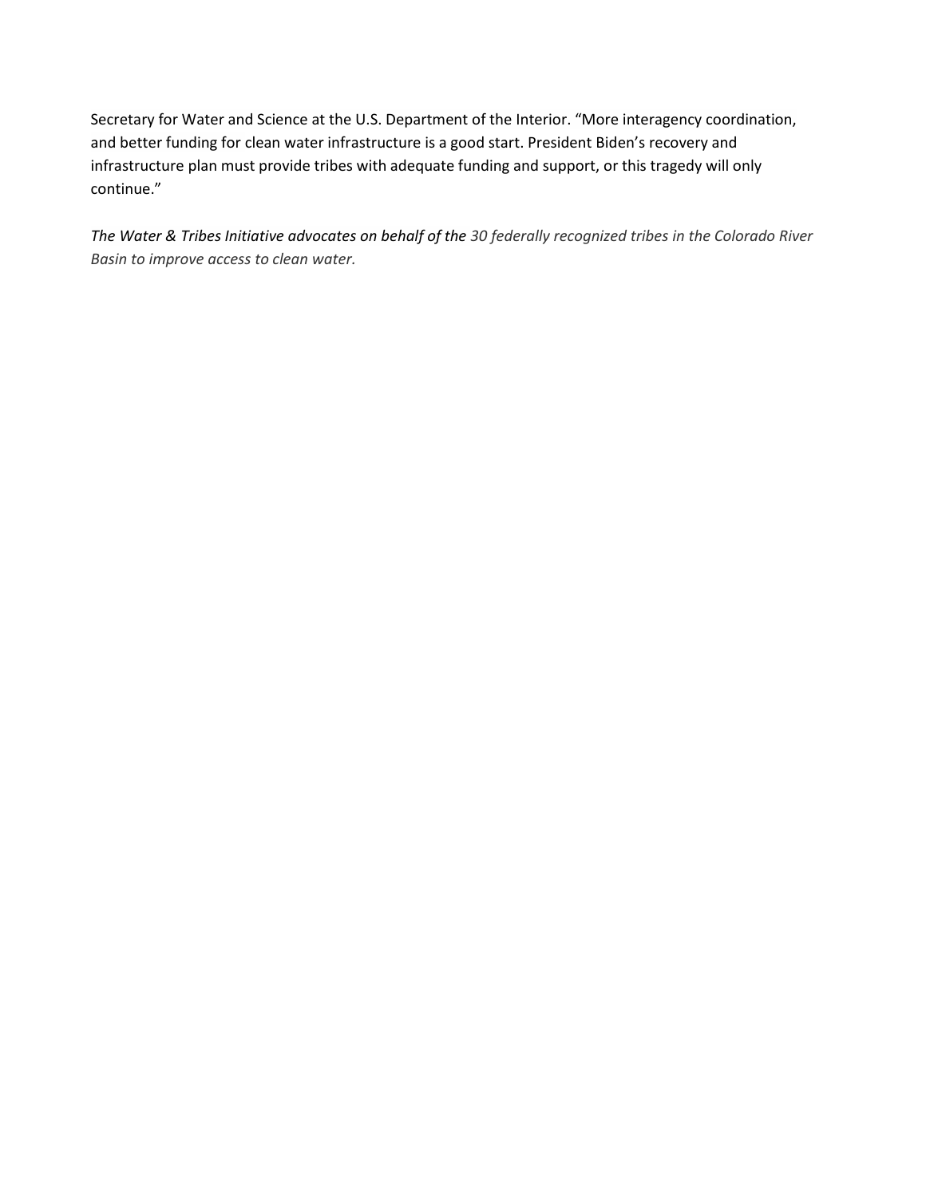Secretary for Water and Science at the U.S. Department of the Interior. "More interagency coordination, and better funding for clean water infrastructure is a good start. President Biden's recovery and infrastructure plan must provide tribes with adequate funding and support, or this tragedy will only continue."

*The Water & Tribes Initiative advocates on behalf of the 30 federally recognized tribes in the Colorado River Basin to improve access to clean water.*